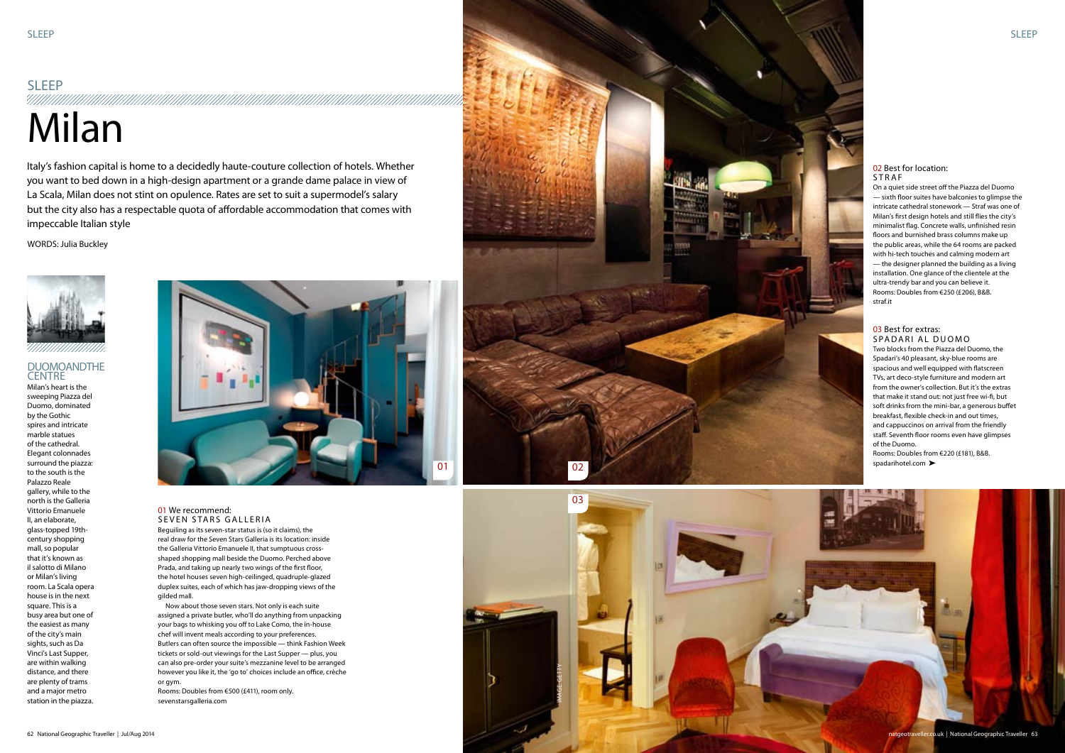# SLEEP

# Milan

Italy's fashion capital is home to a decidedly haute-couture collection of hotels. Whether you want to bed down in a high-design apartment or a grande dame palace in view of La Scala, Milan does not stint on opulence. Rates are set to suit a supermodel's salary but the city also has a respectable quota of affordable accommodation that comes with impeccable Italian style

WORDS: Julia Buckley

## DUOMO AND THE CENTRE

Milan's heart is the sweeping Piazza del Duomo, dominated by the Gothic spires and intricate marble statues of the cathedral. Elegant colonnades surround the piazza: to the south is the Palazzo Reale gallery, while to the north is the Galleria Vittorio Emanuele II, an elaborate, glass-topped 19th-century shopping mall, so popular that it's known as il salotto di Milano or Milan's living room. La Scala opera house is in the next square. This is a busy area but one of the easiest as many of the city's main sights, such as Da Vinci's Last Supper, are within walking distance, and there are plenty of trams and a major metro station in the piazza.

### 01 We recommend: SEVEN STARS GALLERIA

Beguiling as its seven-star status is (so it claims), the real draw for the Seven Stars Galleria is its location: inside the Galleria Vittorio Emanuele II, that sumptuous cross-shaped shopping mall beside the Duomo. Perched above Prada, and taking up nearly two wings of the first floor, the hotel houses seven high-ceilinged, quadruple-glazed duplex suites, each of which has jaw-dropping views of the gilded mall.

Now about those seven stars. Not only is each suite assigned a private butler, who'll do anything from unpacking your bags to whisking you off to Lake Como, the in-house chef will invent meals according to your preferences. Butlers can often source the impossible — think Fashion Week tickets or sold-out viewings for the Last Supper — plus, you can also pre-order your suite's mezzanine level to be arranged however you like it, the 'go to' choices include an office, crèche or gym.

Rooms: Doubles from €500 (£411), room only.
sevenstarsgalleria.com

### 02 Best for location: STRAF

On a quiet side street off the Piazza del Duomo — sixth floor suites have balconies to glimpse the intricate cathedral stonework — Straf was one of Milan's first design hotels and still flies the city's minimalist flag. Concrete walls, unfinished resin floors and burnished brass columns make up the public areas, while the 64 rooms are packed with hi-tech touches and calming modern art — the designer planned the building as a living installation. One glance of the clientele at the ultra-trendy bar and you can believe it.

Rooms: Doubles from €250 (£206), B&B.
straf.it

### 03 Best for extras: SPADARI AL DUOMO

Two blocks from the Piazza del Duomo, the Spadari's 40 pleasant, sky-blue rooms are spacious and well equipped with flatscreen TVs, art deco-style furniture and modern art from the owner's collection. But it's the extras that make it stand out: not just free wi-fi, but soft drinks from the mini-bar, a generous buffet breakfast, flexible check-in and out times, and cappuccinos on arrival from the friendly staff. Seventh floor rooms even have glimpses of the Duomo.

Rooms: Doubles from €220 (£181), B&B.
spadarihotel.com ➤

IMAGE: GETTY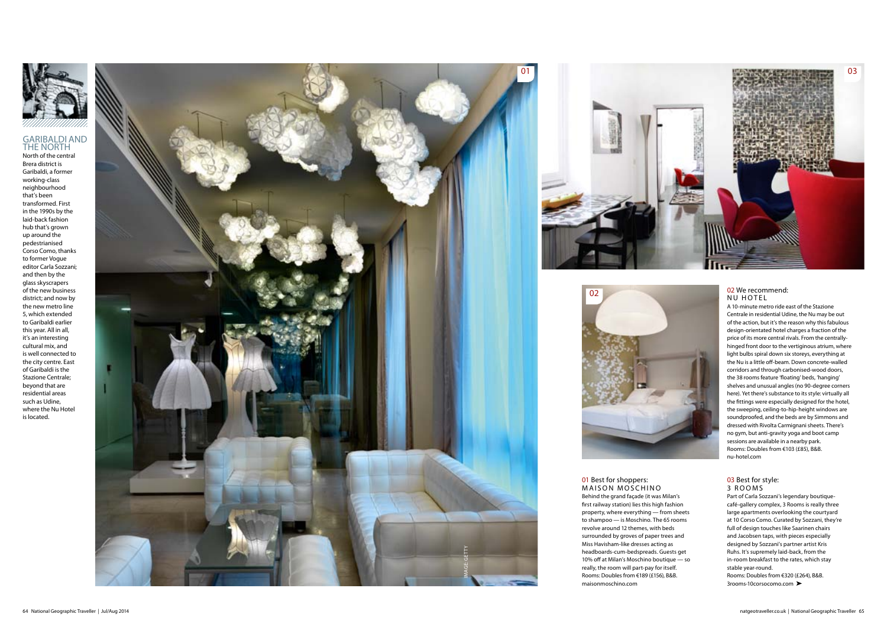## GARIBALDI AND THE NORTH

North of the central Brera district is Garibaldi, a former working-class neighbourhood that's been transformed. First in the 1990s by the laid-back fashion hub that's grown up around the pedestrianised Corso Como, thanks to former Vogue editor Carla Sozzani; and then by the glass skyscrapers of the new business district; and now by the new metro line 5, which extended to Garibaldi earlier this year. All in all, it's an interesting cultural mix, and is well connected to the city centre. East of Garibaldi is the Stazione Centrale; beyond that are residential areas such as Udine, where the Nu Hotel is located.

IMAGE GETTY

### 01 Best for shoppers: MAISON MOSCHINO

Behind the grand façade (it was Milan's first railway station) lies this high fashion property, where everything — from sheets to shampoo — is Moschino. The 65 rooms revolve around 12 themes, with beds surrounded by groves of paper trees and Miss Havisham-like dresses acting as headboards-cum-bedspreads. Guests get 10% off at Milan's Moschino boutique — so really, the room will part-pay for itself.
Rooms: Doubles from €189 (£156), B&B.
maisonmoschino.com

### 02 We recommend: NU HOTEL

A 10-minute metro ride east of the Stazione Centrale in residential Udine, the Nu may be out of the action, but it's the reason why this fabulous design-orientated hotel charges a fraction of the price of its more central rivals. From the centrally-hinged front door to the vertiginous atrium, where light bulbs spiral down six storeys, everything at the Nu is a little off-beam. Down concrete-walled corridors and through carbonised-wood doors, the 38 rooms feature 'floating' beds, 'hanging' shelves and unusual angles (no 90-degree corners here). Yet there's substance to its style: virtually all the fittings were especially designed for the hotel, the sweeping, ceiling-to-hip-height windows are soundproofed, and the beds are by Simmons and dressed with Rivolta Carmignani sheets. There's no gym, but anti-gravity yoga and boot camp sessions are available in a nearby park.
Rooms: Doubles from €103 (£85), B&B.
nu-hotel.com

### 03 Best for style: 3 ROOMS

Part of Carla Sozzani's legendary boutique-café-gallery complex, 3 Rooms is really three large apartments overlooking the courtyard at 10 Corso Como. Curated by Sozzani, they're full of design touches like Saarinen chairs and Jacobsen taps, with pieces especially designed by Sozzani's partner artist Kris Ruhs. It's supremely laid-back, from the in-room breakfast to the rates, which stay stable year-round.
Rooms: Doubles from €320 (£264), B&B.
3rooms-10corsocomo.com ➤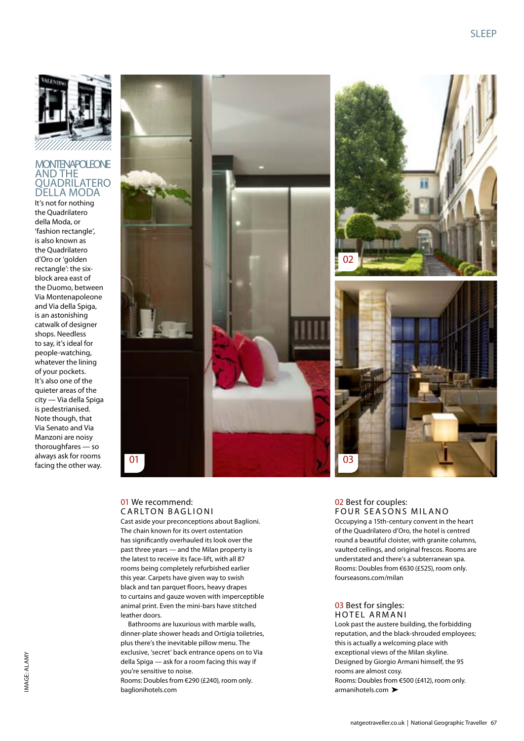## MONTENAPOLEONE AND THE QUADRILATERO DELLA MODA

It's not for nothing the Quadrilatero della Moda, or 'fashion rectangle', is also known as the Quadrilatero d'Oro or 'golden rectangle': the six-block area east of the Duomo, between Via Montenapoleone and Via della Spiga, is an astonishing catwalk of designer shops. Needless to say, it's ideal for people-watching, whatever the lining of your pockets. It's also one of the quieter areas of the city — Via della Spiga is pedestrianised. Note though, that Via Senato and Via Manzoni are noisy thoroughfares — so always ask for rooms facing the other way.

### 01 We recommend: CARLTON BAGLIONI

Cast aside your preconceptions about Baglioni. The chain known for its overt ostentation has significantly overhauled its look over the past three years — and the Milan property is the latest to receive its face-lift, with all 87 rooms being completely refurbished earlier this year. Carpets have given way to swish black and tan parquet floors, heavy drapes to curtains and gauze woven with imperceptible animal print. Even the mini-bars have stitched leather doors.

Bathrooms are luxurious with marble walls, dinner-plate shower heads and Ortigia toiletries, plus there's the inevitable pillow menu. The exclusive, 'secret' back entrance opens on to Via della Spiga — ask for a room facing this way if you're sensitive to noise.
Rooms: Doubles from €290 (£240), room only.
baglionihotels.com

### 02 Best for couples: FOUR SEASONS MILANO

Occupying a 15th-century convent in the heart of the Quadrilatero d'Oro, the hotel is centred round a beautiful cloister, with granite columns, vaulted ceilings, and original frescos. Rooms are understated and there's a subterranean spa.
Rooms: Doubles from €630 (£525), room only.
fourseasons.com/milan

### 03 Best for singles: HOTEL ARMANI

Look past the austere building, the forbidding reputation, and the black-shrouded employees; this is actually a welcoming place with exceptional views of the Milan skyline. Designed by Giorgio Armani himself, the 95 rooms are almost cosy.
Rooms: Doubles from €500 (£412), room only.
armanihotels.com ➤

IMAGE: ALAMY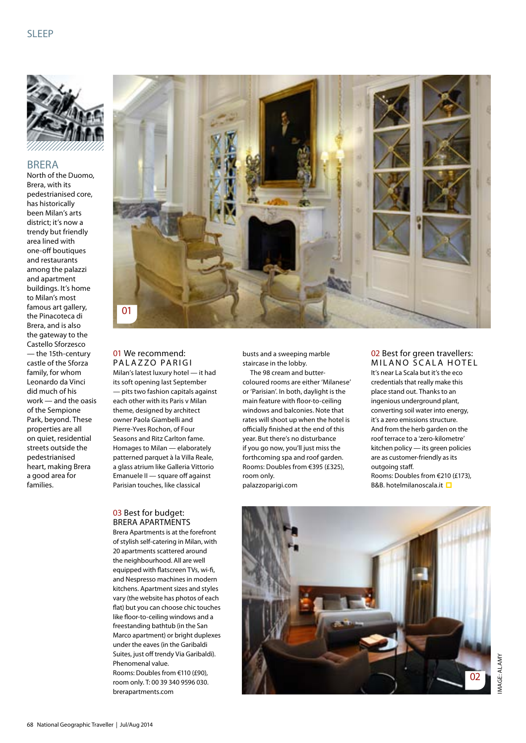SLEEP

## BRERA

North of the Duomo, Brera, with its pedestrianised core, has historically been Milan's arts district; it's now a trendy but friendly area lined with one-off boutiques and restaurants among the palazzi and apartment buildings. It's home to Milan's most famous art gallery, the Pinacoteca di Brera, and is also the gateway to the Castello Sforzesco — the 15th-century castle of the Sforza family, for whom Leonardo da Vinci did much of his work — and the oasis of the Sempione Park, beyond. These properties are all on quiet, residential streets outside the pedestrianised heart, making Brera a good area for families.

01

### 01 We recommend: PALAZZO PARIGI

Milan's latest luxury hotel — it had its soft opening last September — pits two fashion capitals against each other with its Paris v Milan theme, designed by architect owner Paola Giambelli and Pierre-Yves Rochon, of Four Seasons and Ritz Carlton fame. Homages to Milan — elaborately patterned parquet à la Villa Reale, a glass atrium like Galleria Vittorio Emanuele II — square off against Parisian touches, like classical busts and a sweeping marble staircase in the lobby.

The 98 cream and butter-coloured rooms are either 'Milanese' or 'Parisian'. In both, daylight is the main feature with floor-to-ceiling windows and balconies. Note that rates will shoot up when the hotel is officially finished at the end of this year. But there's no disturbance if you go now, you'll just miss the forthcoming spa and roof garden.
Rooms: Doubles from €395 (£325), room only.
palazzoparigi.com

### 02 Best for green travellers: MILANO SCALA HOTEL

It's near La Scala but it's the eco credentials that really make this place stand out. Thanks to an ingenious underground plant, converting soil water into energy, it's a zero emissions structure. And from the herb garden on the roof terrace to a 'zero-kilometre' kitchen policy — its green policies are as customer-friendly as its outgoing staff.
Rooms: Doubles from €210 (£173), B&B. hotelmilanoscala.it

### 03 Best for budget: BRERA APARTMENTS

Brera Apartments is at the forefront of stylish self-catering in Milan, with 20 apartments scattered around the neighbourhood. All are well equipped with flatscreen TVs, wi-fi, and Nespresso machines in modern kitchens. Apartment sizes and styles vary (the website has photos of each flat) but you can choose chic touches like floor-to-ceiling windows and a freestanding bathtub (in the San Marco apartment) or bright duplexes under the eaves (in the Garibaldi Suites, just off trendy Via Garibaldi). Phenomenal value.
Rooms: Doubles from €110 (£90), room only. T: 00 39 340 9596 030.
brerapartments.com

02

IMAGE: ALAMY